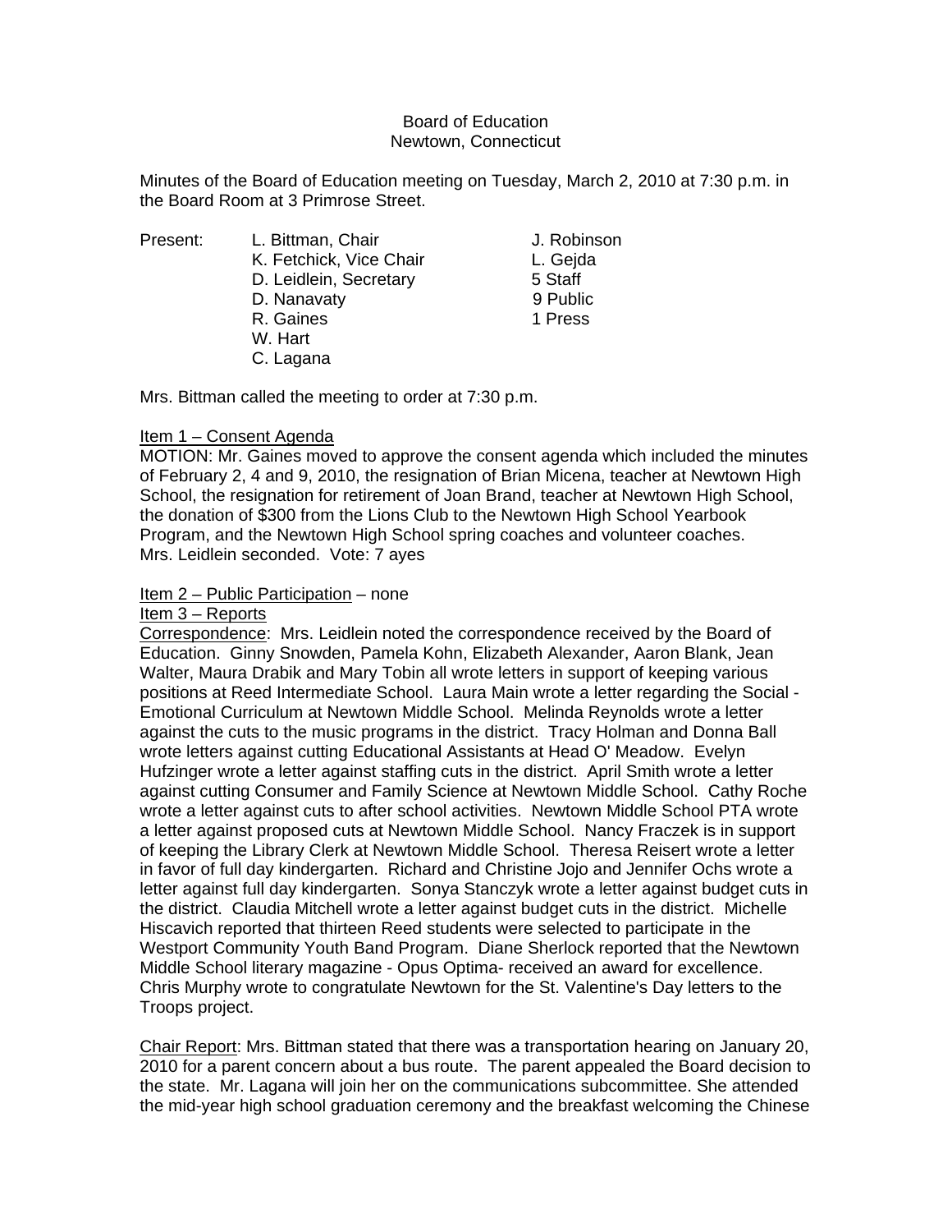Board of Education
Newtown, Connecticut

Minutes of the Board of Education meeting on Tuesday, March 2, 2010 at 7:30 p.m. in the Board Room at 3 Primrose Street.

| Present: | L. Bittman, Chair | J. Robinson |
|---|---|---|
| | K. Fetchick, Vice Chair | L. Gejda |
| | D. Leidlein, Secretary | 5 Staff |
| | D. Nanavaty | 9 Public |
| | R. Gaines | 1 Press |
| | W. Hart | |
| | C. Lagana | |

Mrs. Bittman called the meeting to order at 7:30 p.m.

Item 1 – Consent Agenda

MOTION: Mr. Gaines moved to approve the consent agenda which included the minutes of February 2, 4 and 9, 2010, the resignation of Brian Micena, teacher at Newtown High School, the resignation for retirement of Joan Brand, teacher at Newtown High School, the donation of $300 from the Lions Club to the Newtown High School Yearbook Program, and the Newtown High School spring coaches and volunteer coaches. Mrs. Leidlein seconded. Vote: 7 ayes

Item 2 – Public Participation – none

Item 3 – Reports

Correspondence: Mrs. Leidlein noted the correspondence received by the Board of Education. Ginny Snowden, Pamela Kohn, Elizabeth Alexander, Aaron Blank, Jean Walter, Maura Drabik and Mary Tobin all wrote letters in support of keeping various positions at Reed Intermediate School. Laura Main wrote a letter regarding the Social - Emotional Curriculum at Newtown Middle School. Melinda Reynolds wrote a letter against the cuts to the music programs in the district. Tracy Holman and Donna Ball wrote letters against cutting Educational Assistants at Head O' Meadow. Evelyn Hufzinger wrote a letter against staffing cuts in the district. April Smith wrote a letter against cutting Consumer and Family Science at Newtown Middle School. Cathy Roche wrote a letter against cuts to after school activities. Newtown Middle School PTA wrote a letter against proposed cuts at Newtown Middle School. Nancy Fraczek is in support of keeping the Library Clerk at Newtown Middle School. Theresa Reisert wrote a letter in favor of full day kindergarten. Richard and Christine Jojo and Jennifer Ochs wrote a letter against full day kindergarten. Sonya Stanczyk wrote a letter against budget cuts in the district. Claudia Mitchell wrote a letter against budget cuts in the district. Michelle Hiscavich reported that thirteen Reed students were selected to participate in the Westport Community Youth Band Program. Diane Sherlock reported that the Newtown Middle School literary magazine - Opus Optima- received an award for excellence. Chris Murphy wrote to congratulate Newtown for the St. Valentine's Day letters to the Troops project.

Chair Report: Mrs. Bittman stated that there was a transportation hearing on January 20, 2010 for a parent concern about a bus route. The parent appealed the Board decision to the state. Mr. Lagana will join her on the communications subcommittee. She attended the mid-year high school graduation ceremony and the breakfast welcoming the Chinese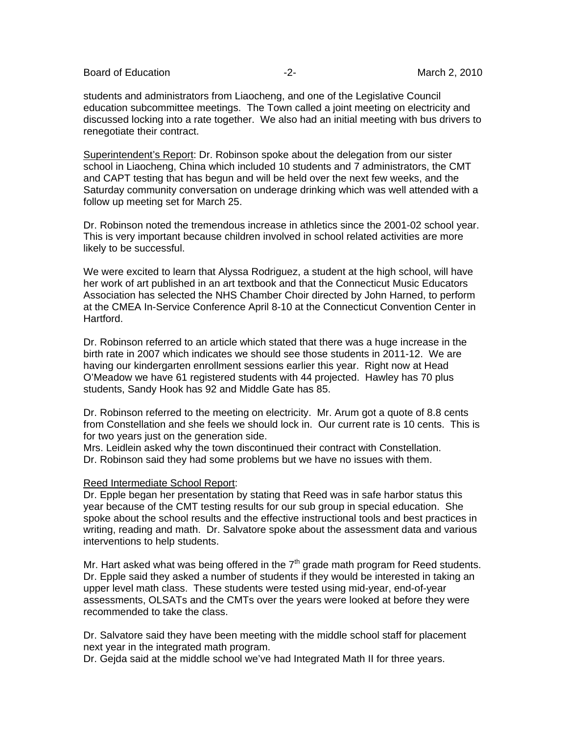students and administrators from Liaocheng, and one of the Legislative Council education subcommittee meetings. The Town called a joint meeting on electricity and discussed locking into a rate together. We also had an initial meeting with bus drivers to renegotiate their contract.

<u>Superintendent's Report</u>: Dr. Robinson spoke about the delegation from our sister school in Liaocheng, China which included 10 students and 7 administrators, the CMT and CAPT testing that has begun and will be held over the next few weeks, and the Saturday community conversation on underage drinking which was well attended with a follow up meeting set for March 25.

Dr. Robinson noted the tremendous increase in athletics since the 2001-02 school year. This is very important because children involved in school related activities are more likely to be successful.

We were excited to learn that Alyssa Rodriguez, a student at the high school, will have her work of art published in an art textbook and that the Connecticut Music Educators Association has selected the NHS Chamber Choir directed by John Harned, to perform at the CMEA In-Service Conference April 8-10 at the Connecticut Convention Center in Hartford.

Dr. Robinson referred to an article which stated that there was a huge increase in the birth rate in 2007 which indicates we should see those students in 2011-12. We are having our kindergarten enrollment sessions earlier this year. Right now at Head O'Meadow we have 61 registered students with 44 projected. Hawley has 70 plus students, Sandy Hook has 92 and Middle Gate has 85.

Dr. Robinson referred to the meeting on electricity. Mr. Arum got a quote of 8.8 cents from Constellation and she feels we should lock in. Our current rate is 10 cents. This is for two years just on the generation side.
Mrs. Leidlein asked why the town discontinued their contract with Constellation.
Dr. Robinson said they had some problems but we have no issues with them.

<u>Reed Intermediate School Report</u>:
Dr. Epple began her presentation by stating that Reed was in safe harbor status this year because of the CMT testing results for our sub group in special education. She spoke about the school results and the effective instructional tools and best practices in writing, reading and math. Dr. Salvatore spoke about the assessment data and various interventions to help students.

Mr. Hart asked what was being offered in the 7th grade math program for Reed students. Dr. Epple said they asked a number of students if they would be interested in taking an upper level math class. These students were tested using mid-year, end-of-year assessments, OLSATs and the CMTs over the years were looked at before they were recommended to take the class.

Dr. Salvatore said they have been meeting with the middle school staff for placement next year in the integrated math program.
Dr. Gejda said at the middle school we've had Integrated Math II for three years.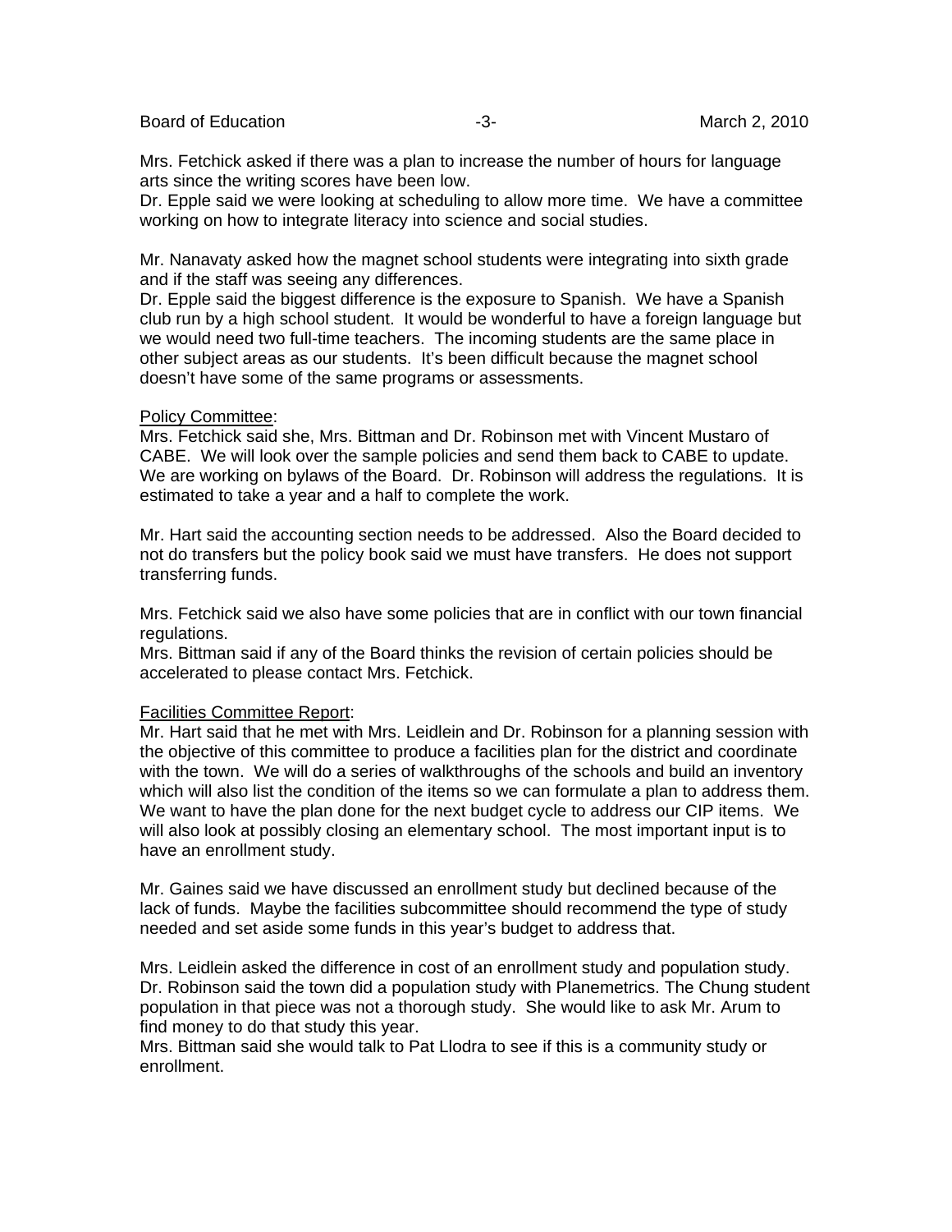Mrs. Fetchick asked if there was a plan to increase the number of hours for language arts since the writing scores have been low.
Dr. Epple said we were looking at scheduling to allow more time. We have a committee working on how to integrate literacy into science and social studies.

Mr. Nanavaty asked how the magnet school students were integrating into sixth grade and if the staff was seeing any differences.
Dr. Epple said the biggest difference is the exposure to Spanish. We have a Spanish club run by a high school student. It would be wonderful to have a foreign language but we would need two full-time teachers. The incoming students are the same place in other subject areas as our students. It's been difficult because the magnet school doesn't have some of the same programs or assessments.

Policy Committee:
Mrs. Fetchick said she, Mrs. Bittman and Dr. Robinson met with Vincent Mustaro of CABE. We will look over the sample policies and send them back to CABE to update. We are working on bylaws of the Board. Dr. Robinson will address the regulations. It is estimated to take a year and a half to complete the work.

Mr. Hart said the accounting section needs to be addressed. Also the Board decided to not do transfers but the policy book said we must have transfers. He does not support transferring funds.

Mrs. Fetchick said we also have some policies that are in conflict with our town financial regulations.
Mrs. Bittman said if any of the Board thinks the revision of certain policies should be accelerated to please contact Mrs. Fetchick.

Facilities Committee Report:
Mr. Hart said that he met with Mrs. Leidlein and Dr. Robinson for a planning session with the objective of this committee to produce a facilities plan for the district and coordinate with the town. We will do a series of walkthroughs of the schools and build an inventory which will also list the condition of the items so we can formulate a plan to address them. We want to have the plan done for the next budget cycle to address our CIP items. We will also look at possibly closing an elementary school. The most important input is to have an enrollment study.

Mr. Gaines said we have discussed an enrollment study but declined because of the lack of funds. Maybe the facilities subcommittee should recommend the type of study needed and set aside some funds in this year's budget to address that.

Mrs. Leidlein asked the difference in cost of an enrollment study and population study.
Dr. Robinson said the town did a population study with Planemetrics. The Chung student population in that piece was not a thorough study. She would like to ask Mr. Arum to find money to do that study this year.
Mrs. Bittman said she would talk to Pat Llodra to see if this is a community study or enrollment.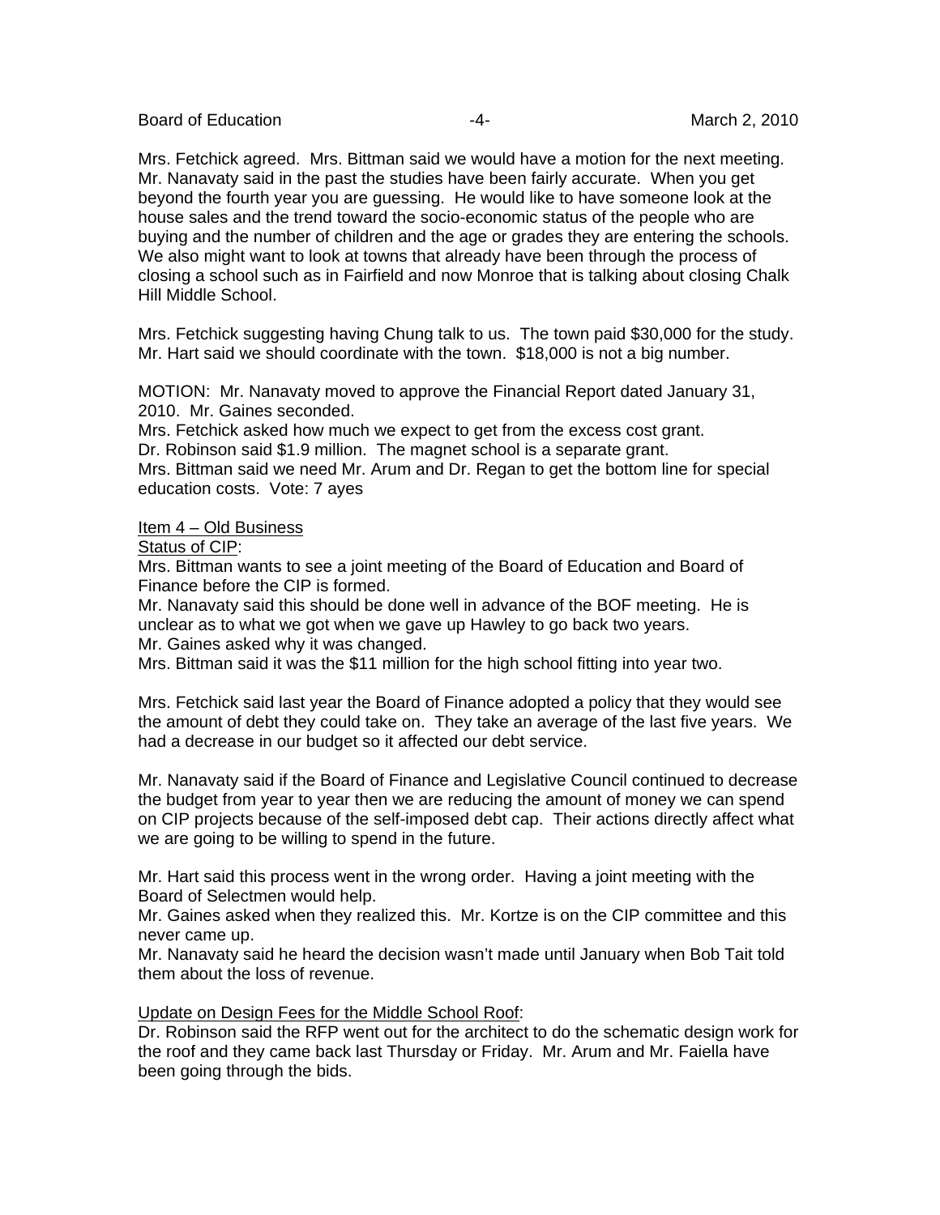Mrs. Fetchick agreed. Mrs. Bittman said we would have a motion for the next meeting. Mr. Nanavaty said in the past the studies have been fairly accurate. When you get beyond the fourth year you are guessing. He would like to have someone look at the house sales and the trend toward the socio-economic status of the people who are buying and the number of children and the age or grades they are entering the schools. We also might want to look at towns that already have been through the process of closing a school such as in Fairfield and now Monroe that is talking about closing Chalk Hill Middle School.

Mrs. Fetchick suggesting having Chung talk to us. The town paid $30,000 for the study. Mr. Hart said we should coordinate with the town. $18,000 is not a big number.

MOTION: Mr. Nanavaty moved to approve the Financial Report dated January 31, 2010. Mr. Gaines seconded.
Mrs. Fetchick asked how much we expect to get from the excess cost grant.
Dr. Robinson said $1.9 million. The magnet school is a separate grant.
Mrs. Bittman said we need Mr. Arum and Dr. Regan to get the bottom line for special education costs. Vote: 7 ayes

<u>Item 4 – Old Business</u>
<u>Status of CIP</u>:
Mrs. Bittman wants to see a joint meeting of the Board of Education and Board of Finance before the CIP is formed.
Mr. Nanavaty said this should be done well in advance of the BOF meeting. He is unclear as to what we got when we gave up Hawley to go back two years.
Mr. Gaines asked why it was changed.
Mrs. Bittman said it was the $11 million for the high school fitting into year two.

Mrs. Fetchick said last year the Board of Finance adopted a policy that they would see the amount of debt they could take on. They take an average of the last five years. We had a decrease in our budget so it affected our debt service.

Mr. Nanavaty said if the Board of Finance and Legislative Council continued to decrease the budget from year to year then we are reducing the amount of money we can spend on CIP projects because of the self-imposed debt cap. Their actions directly affect what we are going to be willing to spend in the future.

Mr. Hart said this process went in the wrong order. Having a joint meeting with the Board of Selectmen would help.
Mr. Gaines asked when they realized this. Mr. Kortze is on the CIP committee and this never came up.
Mr. Nanavaty said he heard the decision wasn't made until January when Bob Tait told them about the loss of revenue.

<u>Update on Design Fees for the Middle School Roof</u>:
Dr. Robinson said the RFP went out for the architect to do the schematic design work for the roof and they came back last Thursday or Friday. Mr. Arum and Mr. Faiella have been going through the bids.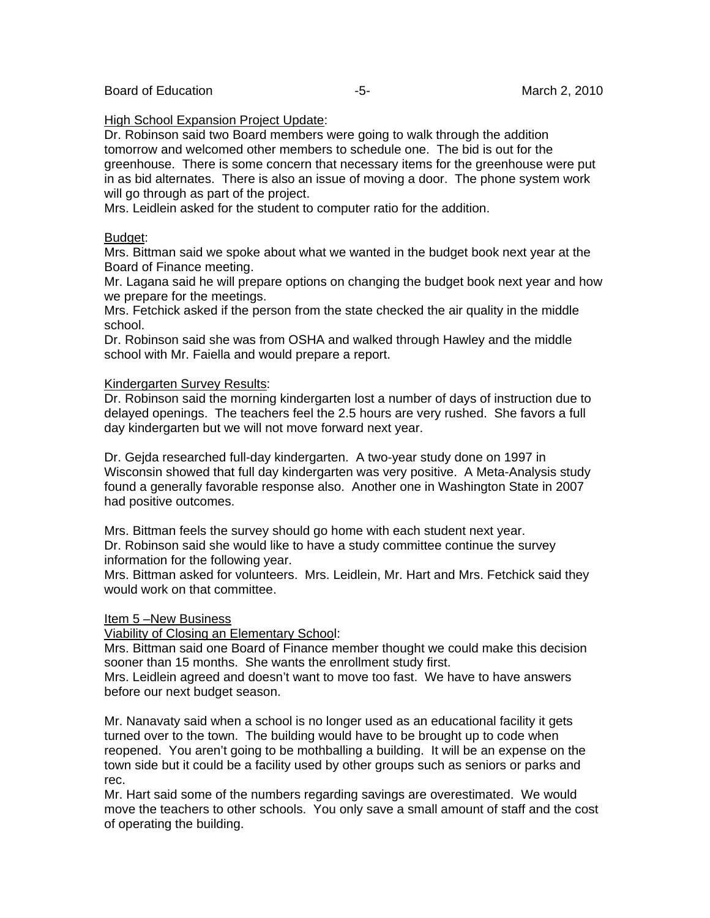High School Expansion Project Update:
Dr. Robinson said two Board members were going to walk through the addition tomorrow and welcomed other members to schedule one. The bid is out for the greenhouse. There is some concern that necessary items for the greenhouse were put in as bid alternates. There is also an issue of moving a door. The phone system work will go through as part of the project.
Mrs. Leidlein asked for the student to computer ratio for the addition.

Budget:
Mrs. Bittman said we spoke about what we wanted in the budget book next year at the Board of Finance meeting.
Mr. Lagana said he will prepare options on changing the budget book next year and how we prepare for the meetings.
Mrs. Fetchick asked if the person from the state checked the air quality in the middle school.
Dr. Robinson said she was from OSHA and walked through Hawley and the middle school with Mr. Faiella and would prepare a report.

Kindergarten Survey Results:
Dr. Robinson said the morning kindergarten lost a number of days of instruction due to delayed openings. The teachers feel the 2.5 hours are very rushed. She favors a full day kindergarten but we will not move forward next year.

Dr. Gejda researched full-day kindergarten. A two-year study done on 1997 in Wisconsin showed that full day kindergarten was very positive. A Meta-Analysis study found a generally favorable response also. Another one in Washington State in 2007 had positive outcomes.

Mrs. Bittman feels the survey should go home with each student next year.
Dr. Robinson said she would like to have a study committee continue the survey information for the following year.
Mrs. Bittman asked for volunteers. Mrs. Leidlein, Mr. Hart and Mrs. Fetchick said they would work on that committee.

Item 5 –New Business
Viability of Closing an Elementary School:
Mrs. Bittman said one Board of Finance member thought we could make this decision sooner than 15 months. She wants the enrollment study first.
Mrs. Leidlein agreed and doesn't want to move too fast. We have to have answers before our next budget season.

Mr. Nanavaty said when a school is no longer used as an educational facility it gets turned over to the town. The building would have to be brought up to code when reopened. You aren't going to be mothballing a building. It will be an expense on the town side but it could be a facility used by other groups such as seniors or parks and rec.
Mr. Hart said some of the numbers regarding savings are overestimated. We would move the teachers to other schools. You only save a small amount of staff and the cost of operating the building.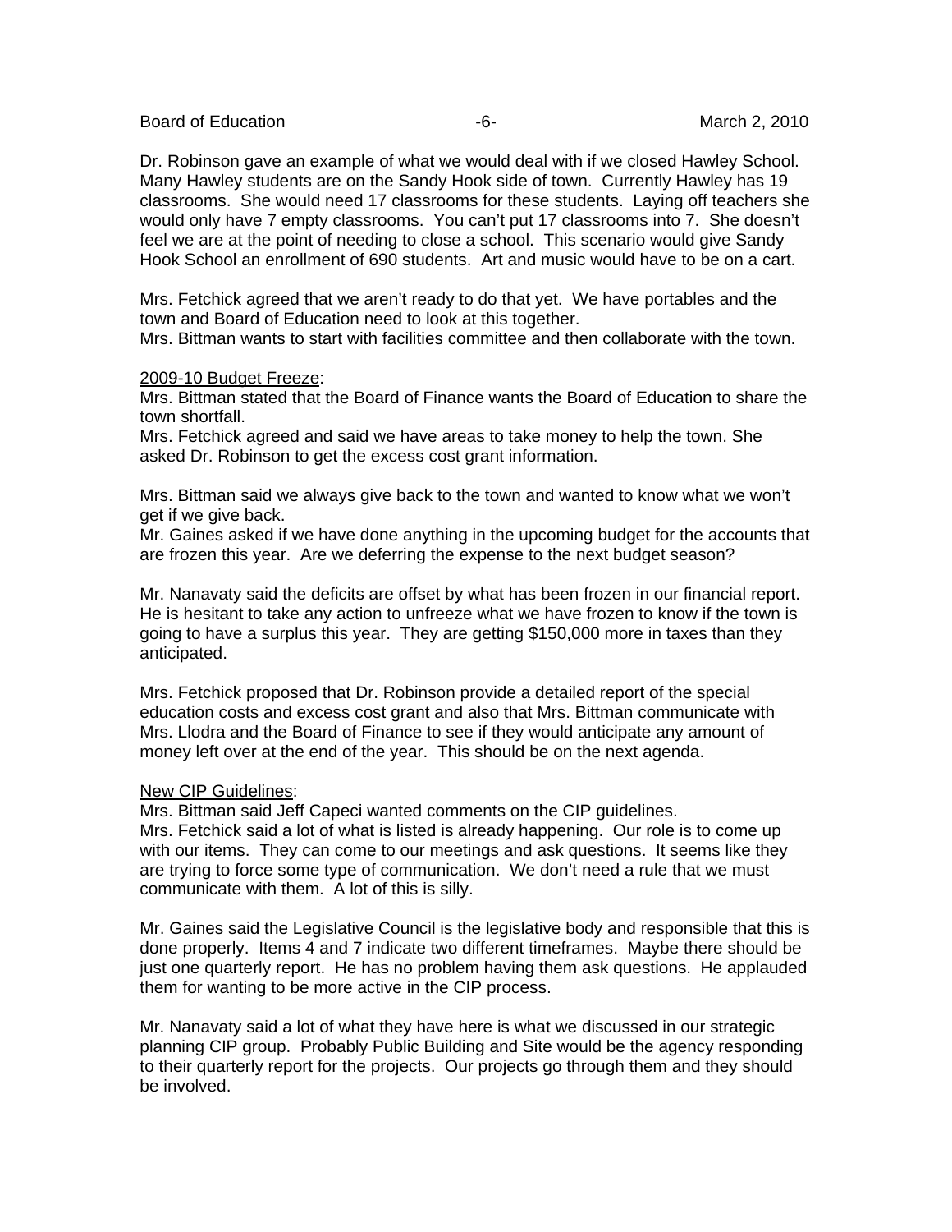Dr. Robinson gave an example of what we would deal with if we closed Hawley School. Many Hawley students are on the Sandy Hook side of town. Currently Hawley has 19 classrooms. She would need 17 classrooms for these students. Laying off teachers she would only have 7 empty classrooms. You can't put 17 classrooms into 7. She doesn't feel we are at the point of needing to close a school. This scenario would give Sandy Hook School an enrollment of 690 students. Art and music would have to be on a cart.

Mrs. Fetchick agreed that we aren't ready to do that yet. We have portables and the town and Board of Education need to look at this together.
Mrs. Bittman wants to start with facilities committee and then collaborate with the town.

<u>2009-10 Budget Freeze</u>:
Mrs. Bittman stated that the Board of Finance wants the Board of Education to share the town shortfall.
Mrs. Fetchick agreed and said we have areas to take money to help the town. She asked Dr. Robinson to get the excess cost grant information.

Mrs. Bittman said we always give back to the town and wanted to know what we won't get if we give back.
Mr. Gaines asked if we have done anything in the upcoming budget for the accounts that are frozen this year. Are we deferring the expense to the next budget season?

Mr. Nanavaty said the deficits are offset by what has been frozen in our financial report. He is hesitant to take any action to unfreeze what we have frozen to know if the town is going to have a surplus this year. They are getting $150,000 more in taxes than they anticipated.

Mrs. Fetchick proposed that Dr. Robinson provide a detailed report of the special education costs and excess cost grant and also that Mrs. Bittman communicate with Mrs. Llodra and the Board of Finance to see if they would anticipate any amount of money left over at the end of the year. This should be on the next agenda.

<u>New CIP Guidelines</u>:
Mrs. Bittman said Jeff Capeci wanted comments on the CIP guidelines.
Mrs. Fetchick said a lot of what is listed is already happening. Our role is to come up with our items. They can come to our meetings and ask questions. It seems like they are trying to force some type of communication. We don't need a rule that we must communicate with them. A lot of this is silly.

Mr. Gaines said the Legislative Council is the legislative body and responsible that this is done properly. Items 4 and 7 indicate two different timeframes. Maybe there should be just one quarterly report. He has no problem having them ask questions. He applauded them for wanting to be more active in the CIP process.

Mr. Nanavaty said a lot of what they have here is what we discussed in our strategic planning CIP group. Probably Public Building and Site would be the agency responding to their quarterly report for the projects. Our projects go through them and they should be involved.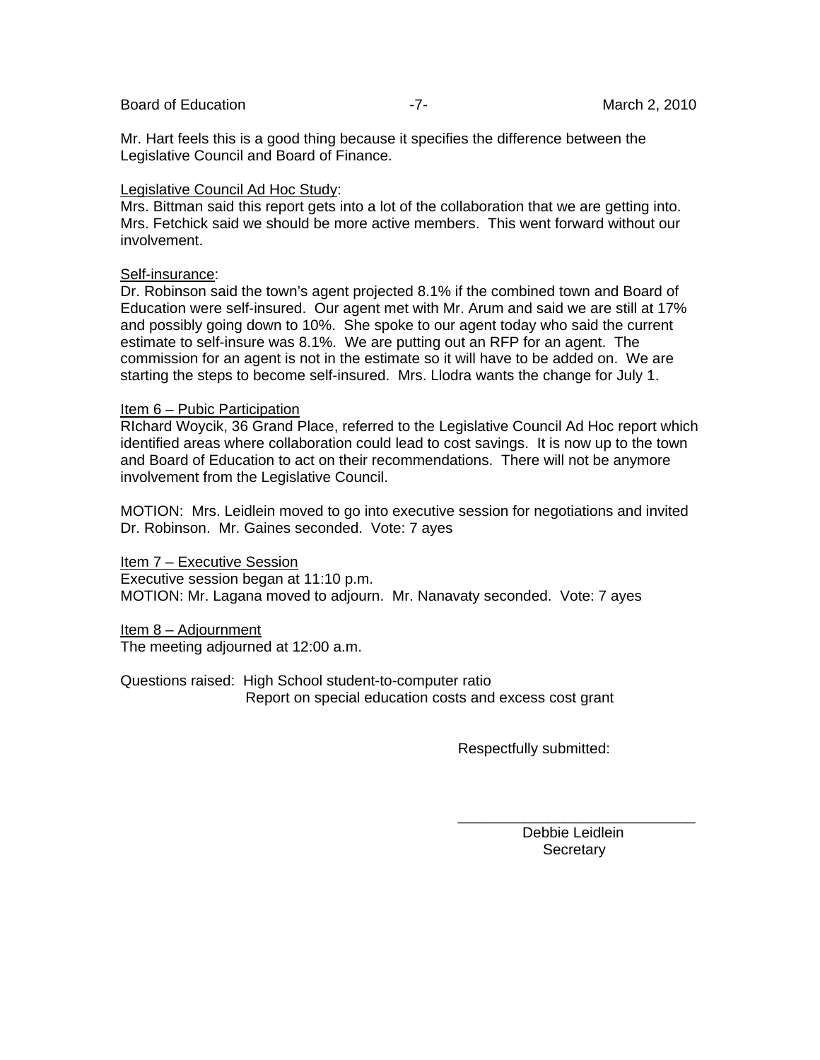Mr. Hart feels this is a good thing because it specifies the difference between the Legislative Council and Board of Finance.

Legislative Council Ad Hoc Study:
Mrs. Bittman said this report gets into a lot of the collaboration that we are getting into. Mrs. Fetchick said we should be more active members. This went forward without our involvement.

Self-insurance:
Dr. Robinson said the town's agent projected 8.1% if the combined town and Board of Education were self-insured. Our agent met with Mr. Arum and said we are still at 17% and possibly going down to 10%. She spoke to our agent today who said the current estimate to self-insure was 8.1%. We are putting out an RFP for an agent. The commission for an agent is not in the estimate so it will have to be added on. We are starting the steps to become self-insured. Mrs. Llodra wants the change for July 1.

Item 6 – Pubic Participation
RIchard Woycik, 36 Grand Place, referred to the Legislative Council Ad Hoc report which identified areas where collaboration could lead to cost savings. It is now up to the town and Board of Education to act on their recommendations. There will not be anymore involvement from the Legislative Council.

MOTION: Mrs. Leidlein moved to go into executive session for negotiations and invited Dr. Robinson. Mr. Gaines seconded. Vote: 7 ayes

Item 7 – Executive Session
Executive session began at 11:10 p.m.
MOTION: Mr. Lagana moved to adjourn. Mr. Nanavaty seconded. Vote: 7 ayes

Item 8 – Adjournment
The meeting adjourned at 12:00 a.m.

Questions raised: High School student-to-computer ratio
Report on special education costs and excess cost grant

Respectfully submitted:

\_\_\_\_\_\_\_\_\_\_\_\_\_\_\_\_\_\_\_\_\_\_\_\_\_\_\_\_\_\_\_

Debbie Leidlein
Secretary